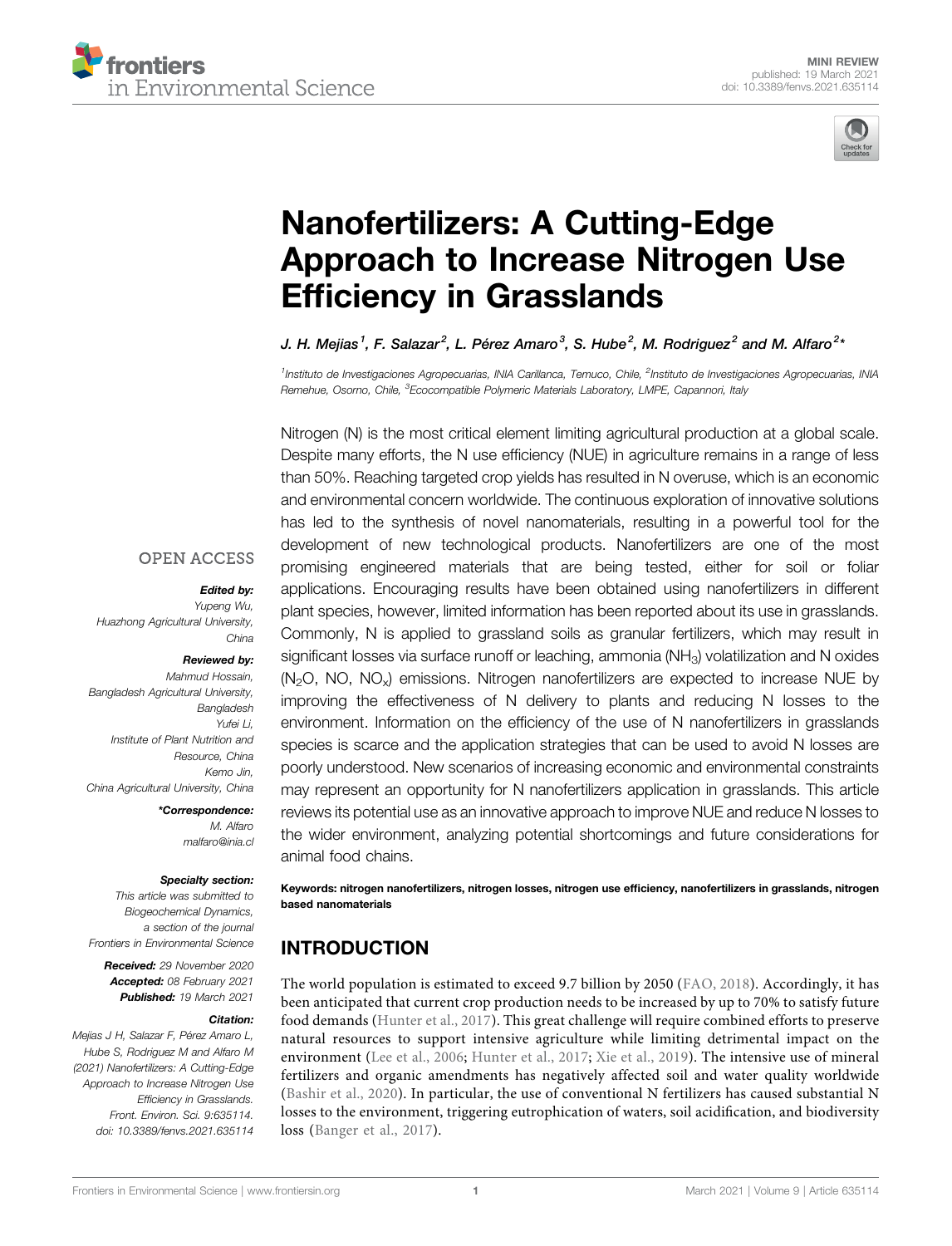MINI REVIEW
published: 19 March 2021
doi: 10.3389/fenvs.2021.635114

# Nanofertilizers: A Cutting-Edge Approach to Increase Nitrogen Use Efficiency in Grasslands

**J. H. Mejias[1], F. Salazar[2], L. Pérez Amaro[3], S. Hube[2], M. Rodriguez[2] and M. Alfaro[2]***

[1]Instituto de Investigaciones Agropecuarias, INIA Carillanca, Temuco, Chile, [2]Instituto de Investigaciones Agropecuarias, INIA Remehue, Osorno, Chile, [3]Ecocompatible Polymeric Materials Laboratory, LMPE, Capannori, Italy

OPEN ACCESS

***Edited by:***
*Yupeng Wu,*
*Huazhong Agricultural University, China*

***Reviewed by:***
*Mahmud Hossain,*
*Bangladesh Agricultural University, Bangladesh*
*Yufei Li,*
*Institute of Plant Nutrition and Resource, China*
*Kemo Jin,*
*China Agricultural University, China*

***\*Correspondence:***
*M. Alfaro*
*malfaro@inia.cl*

***Specialty section:***
*This article was submitted to Biogeochemical Dynamics, a section of the journal Frontiers in Environmental Science*

***Received:*** *29 November 2020*
***Accepted:*** *08 February 2021*
***Published:*** *19 March 2021*

***Citation:***
*Mejias J H, Salazar F, Pérez Amaro L, Hube S, Rodriguez M and Alfaro M (2021) Nanofertilizers: A Cutting-Edge Approach to Increase Nitrogen Use Efficiency in Grasslands. Front. Environ. Sci. 9:635114. doi: 10.3389/fenvs.2021.635114*

Nitrogen (N) is the most critical element limiting agricultural production at a global scale. Despite many efforts, the N use efficiency (NUE) in agriculture remains in a range of less than 50%. Reaching targeted crop yields has resulted in N overuse, which is an economic and environmental concern worldwide. The continuous exploration of innovative solutions has led to the synthesis of novel nanomaterials, resulting in a powerful tool for the development of new technological products. Nanofertilizers are one of the most promising engineered materials that are being tested, either for soil or foliar applications. Encouraging results have been obtained using nanofertilizers in different plant species, however, limited information has been reported about its use in grasslands. Commonly, N is applied to grassland soils as granular fertilizers, which may result in significant losses via surface runoff or leaching, ammonia ($NH_3$) volatilization and N oxides ($N_2O$, NO, $NO_x$) emissions. Nitrogen nanofertilizers are expected to increase NUE by improving the effectiveness of N delivery to plants and reducing N losses to the environment. Information on the efficiency of the use of N nanofertilizers in grasslands species is scarce and the application strategies that can be used to avoid N losses are poorly understood. New scenarios of increasing economic and environmental constraints may represent an opportunity for N nanofertilizers application in grasslands. This article reviews its potential use as an innovative approach to improve NUE and reduce N losses to the wider environment, analyzing potential shortcomings and future considerations for animal food chains.

**Keywords: nitrogen nanofertilizers, nitrogen losses, nitrogen use efficiency, nanofertilizers in grasslands, nitrogen based nanomaterials**

## INTRODUCTION

The world population is estimated to exceed 9.7 billion by 2050 (FAO, 2018). Accordingly, it has been anticipated that current crop production needs to be increased by up to 70% to satisfy future food demands (Hunter et al., 2017). This great challenge will require combined efforts to preserve natural resources to support intensive agriculture while limiting detrimental impact on the environment (Lee et al., 2006; Hunter et al., 2017; Xie et al., 2019). The intensive use of mineral fertilizers and organic amendments has negatively affected soil and water quality worldwide (Bashir et al., 2020). In particular, the use of conventional N fertilizers has caused substantial N losses to the environment, triggering eutrophication of waters, soil acidification, and biodiversity loss (Banger et al., 2017).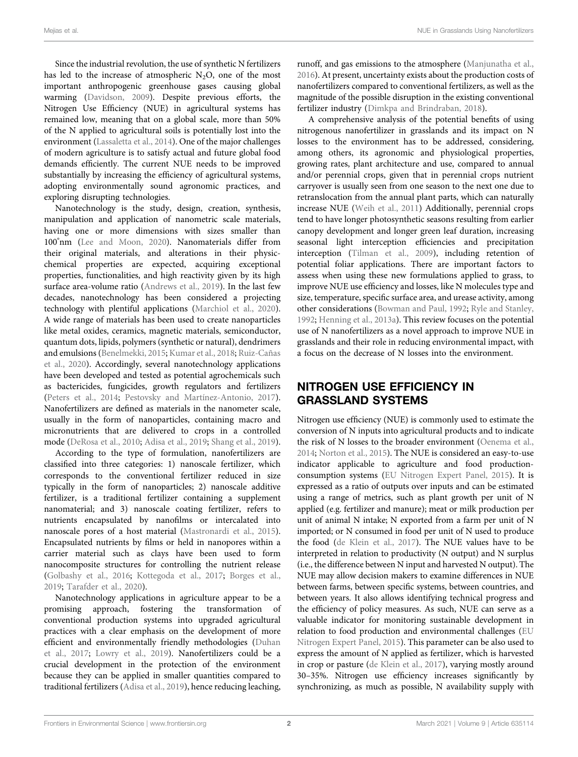Since the industrial revolution, the use of synthetic N fertilizers has led to the increase of atmospheric $N_2O$, one of the most important anthropogenic greenhouse gases causing global warming (Davidson, 2009). Despite previous efforts, the Nitrogen Use Efficiency (NUE) in agricultural systems has remained low, meaning that on a global scale, more than 50% of the N applied to agricultural soils is potentially lost into the environment (Lassaletta et al., 2014). One of the major challenges of modern agriculture is to satisfy actual and future global food demands efficiently. The current NUE needs to be improved substantially by increasing the efficiency of agricultural systems, adopting environmentally sound agronomic practices, and exploring disrupting technologies.

Nanotechnology is the study, design, creation, synthesis, manipulation and application of nanometric scale materials, having one or more dimensions with sizes smaller than 100 nm (Lee and Moon, 2020). Nanomaterials differ from their original materials, and alterations in their physic-chemical properties are expected, acquiring exceptional properties, functionalities, and high reactivity given by its high surface area-volume ratio (Andrews et al., 2019). In the last few decades, nanotechnology has been considered a projecting technology with plentiful applications (Marchiol et al., 2020). A wide range of materials has been used to create nanoparticles like metal oxides, ceramics, magnetic materials, semiconductor, quantum dots, lipids, polymers (synthetic or natural), dendrimers and emulsions (Benelmekki, 2015; Kumar et al., 2018; Ruiz-Cañas et al., 2020). Accordingly, several nanotechnology applications have been developed and tested as potential agrochemicals such as bactericides, fungicides, growth regulators and fertilizers (Peters et al., 2014; Pestovsky and Martínez-Antonio, 2017). Nanofertilizers are defined as materials in the nanometer scale, usually in the form of nanoparticles, containing macro and micronutrients that are delivered to crops in a controlled mode (DeRosa et al., 2010; Adisa et al., 2019; Shang et al., 2019).

According to the type of formulation, nanofertilizers are classified into three categories: 1) nanoscale fertilizer, which corresponds to the conventional fertilizer reduced in size typically in the form of nanoparticles; 2) nanoscale additive fertilizer, is a traditional fertilizer containing a supplement nanomaterial; and 3) nanoscale coating fertilizer, refers to nutrients encapsulated by nanofilms or intercalated into nanoscale pores of a host material (Mastronardi et al., 2015). Encapsulated nutrients by films or held in nanopores within a carrier material such as clays have been used to form nanocomposite structures for controlling the nutrient release (Golbashy et al., 2016; Kottegoda et al., 2017; Borges et al., 2019; Tarafder et al., 2020).

Nanotechnology applications in agriculture appear to be a promising approach, fostering the transformation of conventional production systems into upgraded agricultural practices with a clear emphasis on the development of more efficient and environmentally friendly methodologies (Duhan et al., 2017; Lowry et al., 2019). Nanofertilizers could be a crucial development in the protection of the environment because they can be applied in smaller quantities compared to traditional fertilizers (Adisa et al., 2019), hence reducing leaching, runoff, and gas emissions to the atmosphere (Manjunatha et al., 2016). At present, uncertainty exists about the production costs of nanofertilizers compared to conventional fertilizers, as well as the magnitude of the possible disruption in the existing conventional fertilizer industry (Dimkpa and Brindraban, 2018).

A comprehensive analysis of the potential benefits of using nitrogenous nanofertilizer in grasslands and its impact on N losses to the environment has to be addressed, considering, among others, its agronomic and physiological properties, growing rates, plant architecture and use, compared to annual and/or perennial crops, given that in perennial crops nutrient carryover is usually seen from one season to the next one due to retranslocation from the annual plant parts, which can naturally increase NUE (Weih et al., 2011) Additionally, perennial crops tend to have longer photosynthetic seasons resulting from earlier canopy development and longer green leaf duration, increasing seasonal light interception efficiencies and precipitation interception (Tilman et al., 2009), including retention of potential foliar applications. There are important factors to assess when using these new formulations applied to grass, to improve NUE use efficiency and losses, like N molecules type and size, temperature, specific surface area, and urease activity, among other considerations (Bowman and Paul, 1992; Ryle and Stanley, 1992; Henning et al., 2013a). This review focuses on the potential use of N nanofertilizers as a novel approach to improve NUE in grasslands and their role in reducing environmental impact, with a focus on the decrease of N losses into the environment.

## NITROGEN USE EFFICIENCY IN GRASSLAND SYSTEMS

Nitrogen use efficiency (NUE) is commonly used to estimate the conversion of N inputs into agricultural products and to indicate the risk of N losses to the broader environment (Oenema et al., 2014; Norton et al., 2015). The NUE is considered an easy-to-use indicator applicable to agriculture and food production-consumption systems (EU Nitrogen Expert Panel, 2015). It is expressed as a ratio of outputs over inputs and can be estimated using a range of metrics, such as plant growth per unit of N applied (e.g. fertilizer and manure); meat or milk production per unit of animal N intake; N exported from a farm per unit of N imported; or N consumed in food per unit of N used to produce the food (de Klein et al., 2017). The NUE values have to be interpreted in relation to productivity (N output) and N surplus (i.e., the difference between N input and harvested N output). The NUE may allow decision makers to examine differences in NUE between farms, between specific systems, between countries, and between years. It also allows identifying technical progress and the efficiency of policy measures. As such, NUE can serve as a valuable indicator for monitoring sustainable development in relation to food production and environmental challenges (EU Nitrogen Expert Panel, 2015). This parameter can be also used to express the amount of N applied as fertilizer, which is harvested in crop or pasture (de Klein et al., 2017), varying mostly around 30–35%. Nitrogen use efficiency increases significantly by synchronizing, as much as possible, N availability supply with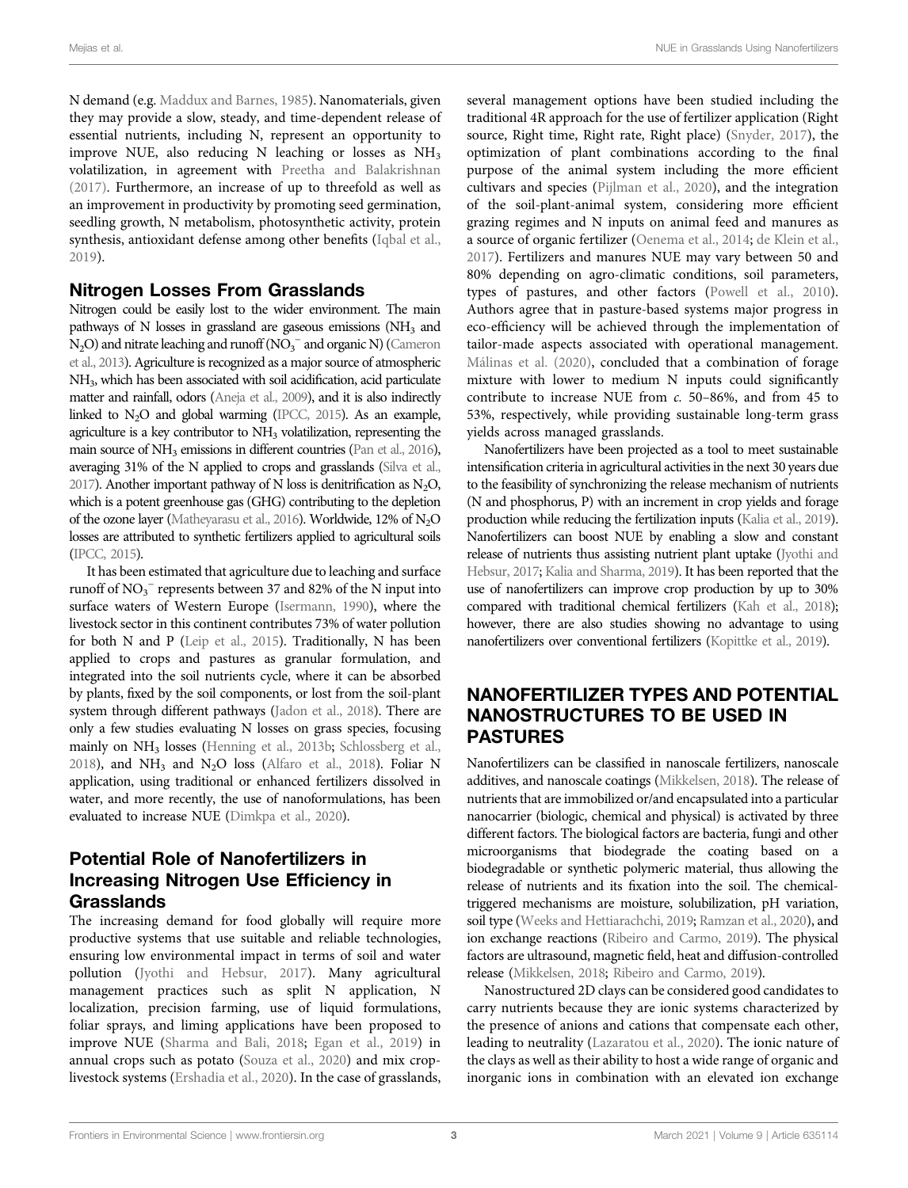N demand (e.g. Maddux and Barnes, 1985). Nanomaterials, given they may provide a slow, steady, and time-dependent release of essential nutrients, including N, represent an opportunity to improve NUE, also reducing N leaching or losses as $NH_3$ volatilization, in agreement with Preetha and Balakrishnan (2017). Furthermore, an increase of up to threefold as well as an improvement in productivity by promoting seed germination, seedling growth, N metabolism, photosynthetic activity, protein synthesis, antioxidant defense among other benefits (Iqbal et al., 2019).

## Nitrogen Losses From Grasslands

Nitrogen could be easily lost to the wider environment. The main pathways of N losses in grassland are gaseous emissions ($NH_3$ and $N_2O$) and nitrate leaching and runoff ($NO_3^-$ and organic N) (Cameron et al., 2013). Agriculture is recognized as a major source of atmospheric $NH_3$, which has been associated with soil acidification, acid particulate matter and rainfall, odors (Aneja et al., 2009), and it is also indirectly linked to $N_2O$ and global warming (IPCC, 2015). As an example, agriculture is a key contributor to $NH_3$ volatilization, representing the main source of $NH_3$ emissions in different countries (Pan et al., 2016), averaging 31% of the N applied to crops and grasslands (Silva et al., 2017). Another important pathway of N loss is denitrification as $N_2O$, which is a potent greenhouse gas (GHG) contributing to the depletion of the ozone layer (Matheyarasu et al., 2016). Worldwide, 12% of $N_2O$ losses are attributed to synthetic fertilizers applied to agricultural soils (IPCC, 2015).

It has been estimated that agriculture due to leaching and surface runoff of $NO_3^-$ represents between 37 and 82% of the N input into surface waters of Western Europe (Isermann, 1990), where the livestock sector in this continent contributes 73% of water pollution for both N and P (Leip et al., 2015). Traditionally, N has been applied to crops and pastures as granular formulation, and integrated into the soil nutrients cycle, where it can be absorbed by plants, fixed by the soil components, or lost from the soil-plant system through different pathways (Jadon et al., 2018). There are only a few studies evaluating N losses on grass species, focusing mainly on $NH_3$ losses (Henning et al., 2013b; Schlossberg et al., 2018), and $NH_3$ and $N_2O$ loss (Alfaro et al., 2018). Foliar N application, using traditional or enhanced fertilizers dissolved in water, and more recently, the use of nanoformulations, has been evaluated to increase NUE (Dimkpa et al., 2020).

## Potential Role of Nanofertilizers in Increasing Nitrogen Use Efficiency in Grasslands

The increasing demand for food globally will require more productive systems that use suitable and reliable technologies, ensuring low environmental impact in terms of soil and water pollution (Jyothi and Hebsur, 2017). Many agricultural management practices such as split N application, N localization, precision farming, use of liquid formulations, foliar sprays, and liming applications have been proposed to improve NUE (Sharma and Bali, 2018; Egan et al., 2019) in annual crops such as potato (Souza et al., 2020) and mix crop-livestock systems (Ershadia et al., 2020). In the case of grasslands, several management options have been studied including the traditional 4R approach for the use of fertilizer application (Right source, Right time, Right rate, Right place) (Snyder, 2017), the optimization of plant combinations according to the final purpose of the animal system including the more efficient cultivars and species (Pijlman et al., 2020), and the integration of the soil-plant-animal system, considering more efficient grazing regimes and N inputs on animal feed and manures as a source of organic fertilizer (Oenema et al., 2014; de Klein et al., 2017). Fertilizers and manures NUE may vary between 50 and 80% depending on agro-climatic conditions, soil parameters, types of pastures, and other factors (Powell et al., 2010). Authors agree that in pasture-based systems major progress in eco-efficiency will be achieved through the implementation of tailor-made aspects associated with operational management. Málinas et al. (2020), concluded that a combination of forage mixture with lower to medium N inputs could significantly contribute to increase NUE from *c.* 50–86%, and from 45 to 53%, respectively, while providing sustainable long-term grass yields across managed grasslands.

Nanofertilizers have been projected as a tool to meet sustainable intensification criteria in agricultural activities in the next 30 years due to the feasibility of synchronizing the release mechanism of nutrients (N and phosphorus, P) with an increment in crop yields and forage production while reducing the fertilization inputs (Kalia et al., 2019). Nanofertilizers can boost NUE by enabling a slow and constant release of nutrients thus assisting nutrient plant uptake (Jyothi and Hebsur, 2017; Kalia and Sharma, 2019). It has been reported that the use of nanofertilizers can improve crop production by up to 30% compared with traditional chemical fertilizers (Kah et al., 2018); however, there are also studies showing no advantage to using nanofertilizers over conventional fertilizers (Kopittke et al., 2019).

# NANOFERTILIZER TYPES AND POTENTIAL NANOSTRUCTURES TO BE USED IN PASTURES

Nanofertilizers can be classified in nanoscale fertilizers, nanoscale additives, and nanoscale coatings (Mikkelsen, 2018). The release of nutrients that are immobilized or/and encapsulated into a particular nanocarrier (biologic, chemical and physical) is activated by three different factors. The biological factors are bacteria, fungi and other microorganisms that biodegrade the coating based on a biodegradable or synthetic polymeric material, thus allowing the release of nutrients and its fixation into the soil. The chemical-triggered mechanisms are moisture, solubilization, pH variation, soil type (Weeks and Hettiarachchi, 2019; Ramzan et al., 2020), and ion exchange reactions (Ribeiro and Carmo, 2019). The physical factors are ultrasound, magnetic field, heat and diffusion-controlled release (Mikkelsen, 2018; Ribeiro and Carmo, 2019).

Nanostructured 2D clays can be considered good candidates to carry nutrients because they are ionic systems characterized by the presence of anions and cations that compensate each other, leading to neutrality (Lazaratou et al., 2020). The ionic nature of the clays as well as their ability to host a wide range of organic and inorganic ions in combination with an elevated ion exchange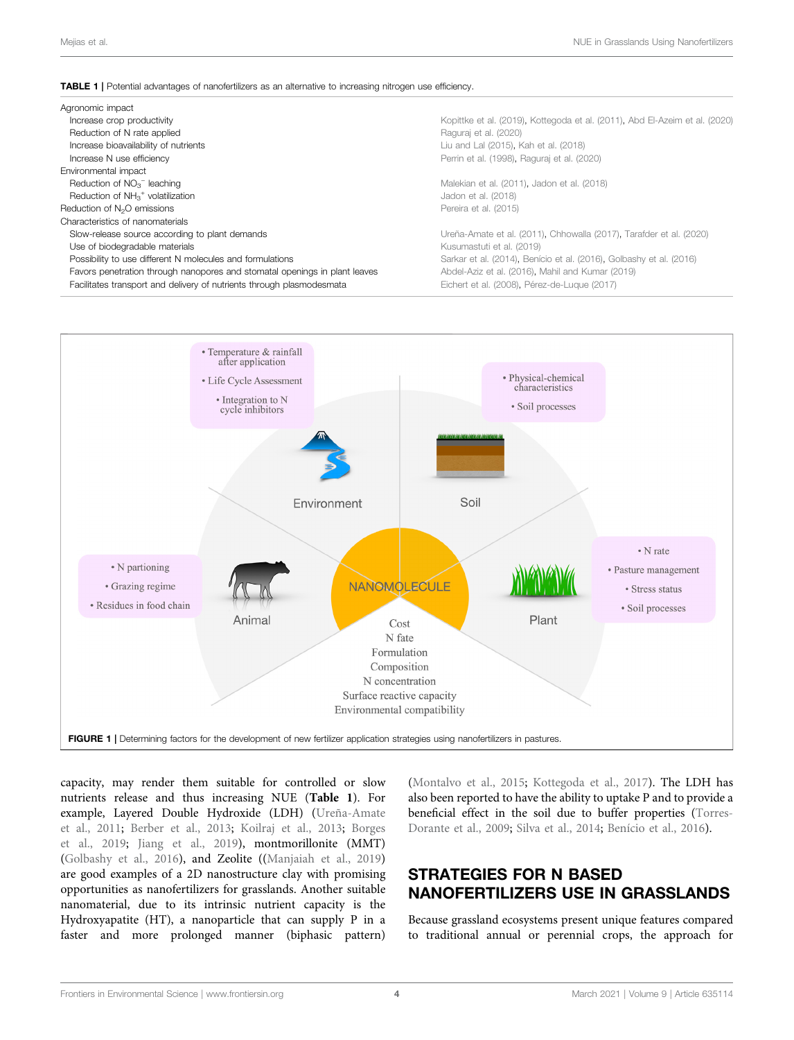**TABLE 1** | Potential advantages of nanofertilizers as an alternative to increasing nitrogen use efficiency.

| | |
|---|---|
| Agronomic impact | |
| Increase crop productivity | Kopittke et al. (2019), Kottegoda et al. (2011), Abd El-Azeim et al. (2020) |
| Reduction of N rate applied | Raguraj et al. (2020) |
| Increase bioavailability of nutrients | Liu and Lal (2015), Kah et al. (2018) |
| Increase N use efficiency | Perrin et al. (1998), Raguraj et al. (2020) |
| Environmental impact | |
| Reduction of $NO_3^-$ leaching | Malekian et al. (2011), Jadon et al. (2018) |
| Reduction of $NH_3^+$ volatilization | Jadon et al. (2018) |
| Reduction of $N_2O$ emissions | Pereira et al. (2015) |
| Characteristics of nanomaterials | |
| Slow-release source according to plant demands | Ureña-Amate et al. (2011), Chhowalla (2017), Tarafder et al. (2020) |
| Use of biodegradable materials | Kusumastuti et al. (2019) |
| Possibility to use different N molecules and formulations | Sarkar et al. (2014), Benício et al. (2016), Golbashy et al. (2016) |
| Favors penetration through nanopores and stomatal openings in plant leaves | Abdel-Aziz et al. (2016), Mahil and Kumar (2019) |
| Facilitates transport and delivery of nutrients through plasmodesmata | Eichert et al. (2008), Pérez-de-Luque (2017) |

**FIGURE 1** | Determining factors for the development of new fertilizer application strategies using nanofertilizers in pastures.

capacity, may render them suitable for controlled or slow nutrients release and thus increasing NUE (**Table 1**). For example, Layered Double Hydroxide (LDH) (Ureña-Amate et al., 2011; Berber et al., 2013; Koilraj et al., 2013; Borges et al., 2019; Jiang et al., 2019), montmorillonite (MMT) (Golbashy et al., 2016), and Zeolite ((Manjaiah et al., 2019) are good examples of a 2D nanostructure clay with promising opportunities as nanofertilizers for grasslands. Another suitable nanomaterial, due to its intrinsic nutrient capacity is the Hydroxyapatite (HT), a nanoparticle that can supply P in a faster and more prolonged manner (biphasic pattern) (Montalvo et al., 2015; Kottegoda et al., 2017). The LDH has also been reported to have the ability to uptake P and to provide a beneficial effect in the soil due to buffer properties (Torres-Dorante et al., 2009; Silva et al., 2014; Benício et al., 2016).

## STRATEGIES FOR N BASED NANOFERTILIZERS USE IN GRASSLANDS

Because grassland ecosystems present unique features compared to traditional annual or perennial crops, the approach for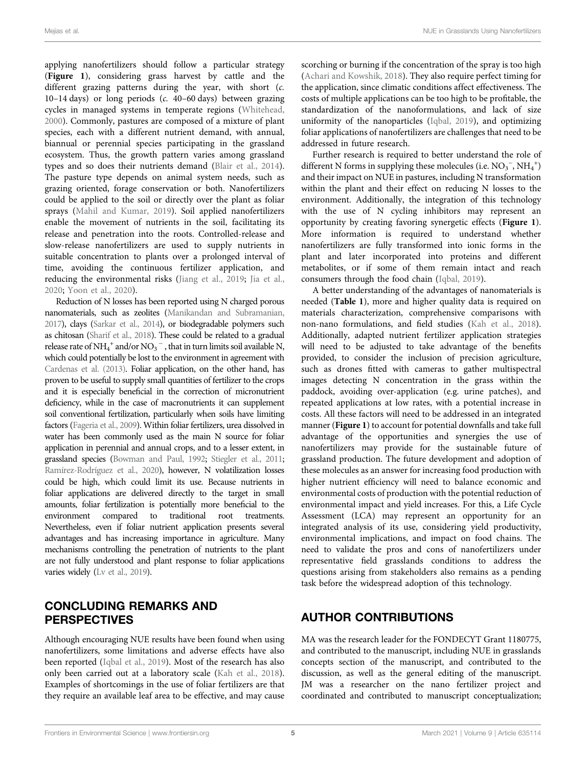applying nanofertilizers should follow a particular strategy (**Figure 1**), considering grass harvest by cattle and the different grazing patterns during the year, with short (*c.* 10–14 days) or long periods (*c.* 40–60 days) between grazing cycles in managed systems in temperate regions (Whitehead, 2000). Commonly, pastures are composed of a mixture of plant species, each with a different nutrient demand, with annual, biannual or perennial species participating in the grassland ecosystem. Thus, the growth pattern varies among grassland types and so does their nutrients demand (Blair et al., 2014). The pasture type depends on animal system needs, such as grazing oriented, forage conservation or both. Nanofertilizers could be applied to the soil or directly over the plant as foliar sprays (Mahil and Kumar, 2019). Soil applied nanofertilizers enable the movement of nutrients in the soil, facilitating its release and penetration into the roots. Controlled-release and slow-release nanofertilizers are used to supply nutrients in suitable concentration to plants over a prolonged interval of time, avoiding the continuous fertilizer application, and reducing the environmental risks (Jiang et al., 2019; Jia et al., 2020; Yoon et al., 2020).

Reduction of N losses has been reported using N charged porous nanomaterials, such as zeolites (Manikandan and Subramanian, 2017), clays (Sarkar et al., 2014), or biodegradable polymers such as chitosan (Sharif et al., 2018). These could be related to a gradual release rate of $NH_4^+$ and/or $NO_3^-$, that in turn limits soil available N, which could potentially be lost to the environment in agreement with Cardenas et al. (2013). Foliar application, on the other hand, has proven to be useful to supply small quantities of fertilizer to the crops and it is especially beneficial in the correction of micronutrient deficiency, while in the case of macronutrients it can supplement soil conventional fertilization, particularly when soils have limiting factors (Fageria et al., 2009). Within foliar fertilizers, urea dissolved in water has been commonly used as the main N source for foliar application in perennial and annual crops, and to a lesser extent, in grassland species (Bowman and Paul, 1992; Stiegler et al., 2011; Ramírez-Rodríguez et al., 2020), however, N volatilization losses could be high, which could limit its use. Because nutrients in foliar applications are delivered directly to the target in small amounts, foliar fertilization is potentially more beneficial to the environment compared to traditional root treatments. Nevertheless, even if foliar nutrient application presents several advantages and has increasing importance in agriculture. Many mechanisms controlling the penetration of nutrients to the plant are not fully understood and plant response to foliar applications varies widely (Lv et al., 2019).

## CONCLUDING REMARKS AND PERSPECTIVES

Although encouraging NUE results have been found when using nanofertilizers, some limitations and adverse effects have also been reported (Iqbal et al., 2019). Most of the research has also only been carried out at a laboratory scale (Kah et al., 2018). Examples of shortcomings in the use of foliar fertilizers are that they require an available leaf area to be effective, and may cause scorching or burning if the concentration of the spray is too high (Achari and Kowshik, 2018). They also require perfect timing for the application, since climatic conditions affect effectiveness. The costs of multiple applications can be too high to be profitable, the standardization of the nanoformulations, and lack of size uniformity of the nanoparticles (Iqbal, 2019), and optimizing foliar applications of nanofertilizers are challenges that need to be addressed in future research.

Further research is required to better understand the role of different N forms in supplying these molecules (i.e. $NO_3^-$, $NH_4^+$) and their impact on NUE in pastures, including N transformation within the plant and their effect on reducing N losses to the environment. Additionally, the integration of this technology with the use of N cycling inhibitors may represent an opportunity by creating favoring synergetic effects (**Figure 1**). More information is required to understand whether nanofertilizers are fully transformed into ionic forms in the plant and later incorporated into proteins and different metabolites, or if some of them remain intact and reach consumers through the food chain (Iqbal, 2019).

A better understanding of the advantages of nanomaterials is needed (**Table 1**), more and higher quality data is required on materials characterization, comprehensive comparisons with non-nano formulations, and field studies (Kah et al., 2018). Additionally, adapted nutrient fertilizer application strategies will need to be adjusted to take advantage of the benefits provided, to consider the inclusion of precision agriculture, such as drones fitted with cameras to gather multispectral images detecting N concentration in the grass within the paddock, avoiding over-application (e.g. urine patches), and repeated applications at low rates, with a potential increase in costs. All these factors will need to be addressed in an integrated manner (**Figure 1**) to account for potential downfalls and take full advantage of the opportunities and synergies the use of nanofertilizers may provide for the sustainable future of grassland production. The future development and adoption of these molecules as an answer for increasing food production with higher nutrient efficiency will need to balance economic and environmental costs of production with the potential reduction of environmental impact and yield increases. For this, a Life Cycle Assessment (LCA) may represent an opportunity for an integrated analysis of its use, considering yield productivity, environmental implications, and impact on food chains. The need to validate the pros and cons of nanofertilizers under representative field grasslands conditions to address the questions arising from stakeholders also remains as a pending task before the widespread adoption of this technology.

## AUTHOR CONTRIBUTIONS

MA was the research leader for the FONDECYT Grant 1180775, and contributed to the manuscript, including NUE in grasslands concepts section of the manuscript, and contributed to the discussion, as well as the general editing of the manuscript. JM was a researcher on the nano fertilizer project and coordinated and contributed to manuscript conceptualization;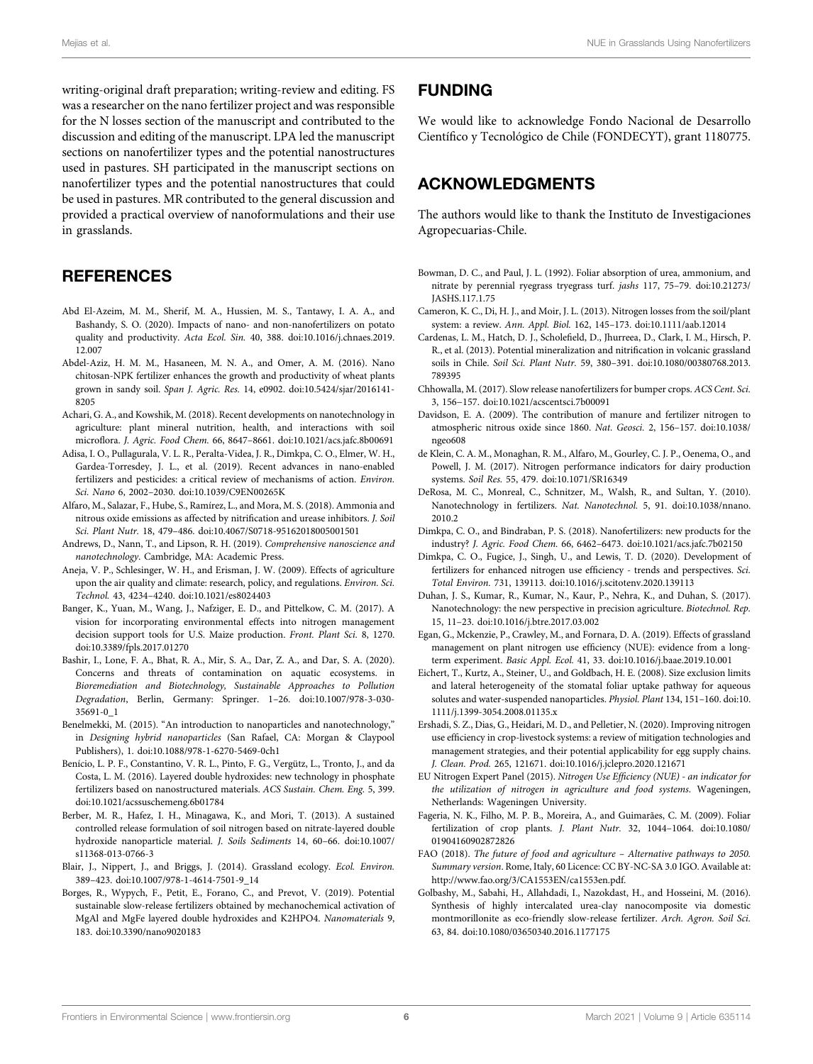writing-original draft preparation; writing-review and editing. FS was a researcher on the nano fertilizer project and was responsible for the N losses section of the manuscript and contributed to the discussion and editing of the manuscript. LPA led the manuscript sections on nanofertilizer types and the potential nanostructures used in pastures. SH participated in the manuscript sections on nanofertilizer types and the potential nanostructures that could be used in pastures. MR contributed to the general discussion and provided a practical overview of nanoformulations and their use in grasslands.

## FUNDING

We would like to acknowledge Fondo Nacional de Desarrollo Científico y Tecnológico de Chile (FONDECYT), grant 1180775.

## ACKNOWLEDGMENTS

The authors would like to thank the Instituto de Investigaciones Agropecuarias-Chile.

## REFERENCES

Abd El-Azeim, M. M., Sherif, M. A., Hussien, M. S., Tantawy, I. A. A., and Bashandy, S. O. (2020). Impacts of nano- and non-nanofertilizers on potato quality and productivity. *Acta Ecol. Sin.* 40, 388. doi:10.1016/j.chnaes.2019.12.007

Abdel-Aziz, H. M. M., Hasaneen, M. N. A., and Omer, A. M. (2016). Nano chitosan-NPK fertilizer enhances the growth and productivity of wheat plants grown in sandy soil. *Span J. Agric. Res.* 14, e0902. doi:10.5424/sjar/2016141-8205

Achari, G. A., and Kowshik, M. (2018). Recent developments on nanotechnology in agriculture: plant mineral nutrition, health, and interactions with soil microflora. *J. Agric. Food Chem.* 66, 8647–8661. doi:10.1021/acs.jafc.8b00691

Adisa, I. O., Pullagurala, V. L. R., Peralta-Videa, J. R., Dimkpa, C. O., Elmer, W. H., Gardea-Torresdey, J. L., et al. (2019). Recent advances in nano-enabled fertilizers and pesticides: a critical review of mechanisms of action. *Environ. Sci. Nano* 6, 2002–2030. doi:10.1039/C9EN00265K

Alfaro, M., Salazar, F., Hube, S., Ramírez, L., and Mora, M. S. (2018). Ammonia and nitrous oxide emissions as affected by nitrification and urease inhibitors. *J. Soil Sci. Plant Nutr.* 18, 479–486. doi:10.4067/S0718-95162018005001501

Andrews, D., Nann, T., and Lipson, R. H. (2019). *Comprehensive nanoscience and nanotechnology*. Cambridge, MA: Academic Press.

Aneja, V. P., Schlesinger, W. H., and Erisman, J. W. (2009). Effects of agriculture upon the air quality and climate: research, policy, and regulations. *Environ. Sci. Technol.* 43, 4234–4240. doi:10.1021/es8024403

Banger, K., Yuan, M., Wang, J., Nafziger, E. D., and Pittelkow, C. M. (2017). A vision for incorporating environmental effects into nitrogen management decision support tools for U.S. Maize production. *Front. Plant Sci.* 8, 1270. doi:10.3389/fpls.2017.01270

Bashir, I., Lone, F. A., Bhat, R. A., Mir, S. A., Dar, Z. A., and Dar, S. A. (2020). Concerns and threats of contamination on aquatic ecosystems. in *Bioremediation and Biotechnology, Sustainable Approaches to Pollution Degradation*, Berlin, Germany: Springer. 1–26. doi:10.1007/978-3-030-35691-0_1

Benelmekki, M. (2015). "An introduction to nanoparticles and nanotechnology," in *Designing hybrid nanoparticles* (San Rafael, CA: Morgan & Claypool Publishers), 1. doi:10.1088/978-1-6270-5469-0ch1

Benício, L. P. F., Constantino, V. R. L., Pinto, F. G., Vergütz, L., Tronto, J., and da Costa, L. M. (2016). Layered double hydroxides: new technology in phosphate fertilizers based on nanostructured materials. *ACS Sustain. Chem. Eng.* 5, 399. doi:10.1021/acssuschemeng.6b01784

Berber, M. R., Hafez, I. H., Minagawa, K., and Mori, T. (2013). A sustained controlled release formulation of soil nitrogen based on nitrate-layered double hydroxide nanoparticle material. *J. Soils Sediments* 14, 60–66. doi:10.1007/s11368-013-0766-3

Blair, J., Nippert, J., and Briggs, J. (2014). Grassland ecology. *Ecol. Environ.* 389–423. doi:10.1007/978-1-4614-7501-9_14

Borges, R., Wypych, F., Petit, E., Forano, C., and Prevot, V. (2019). Potential sustainable slow-release fertilizers obtained by mechanochemical activation of MgAl and MgFe layered double hydroxides and K2HPO4. *Nanomaterials* 9, 183. doi:10.3390/nano9020183

Bowman, D. C., and Paul, J. L. (1992). Foliar absorption of urea, ammonium, and nitrate by perennial ryegrass tryegrass turf. *jashs* 117, 75–79. doi:10.21273/JASHS.117.1.75

Cameron, K. C., Di, H. J., and Moir, J. L. (2013). Nitrogen losses from the soil/plant system: a review. *Ann. Appl. Biol.* 162, 145–173. doi:10.1111/aab.12014

Cardenas, L. M., Hatch, D. J., Scholefield, D., Jhurreea, D., Clark, I. M., Hirsch, P. R., et al. (2013). Potential mineralization and nitrification in volcanic grassland soils in Chile. *Soil Sci. Plant Nutr.* 59, 380–391. doi:10.1080/00380768.2013.789395

Chhowalla, M. (2017). Slow release nanofertilizers for bumper crops. *ACS Cent. Sci.* 3, 156–157. doi:10.1021/acscentsci.7b00091

Davidson, E. A. (2009). The contribution of manure and fertilizer nitrogen to atmospheric nitrous oxide since 1860. *Nat. Geosci.* 2, 156–157. doi:10.1038/ngeo608

de Klein, C. A. M., Monaghan, R. M., Alfaro, M., Gourley, C. J. P., Oenema, O., and Powell, J. M. (2017). Nitrogen performance indicators for dairy production systems. *Soil Res.* 55, 479. doi:10.1071/SR16349

DeRosa, M. C., Monreal, C., Schnitzer, M., Walsh, R., and Sultan, Y. (2010). Nanotechnology in fertilizers. *Nat. Nanotechnol.* 5, 91. doi:10.1038/nnano.2010.2

Dimkpa, C. O., and Bindraban, P. S. (2018). Nanofertilizers: new products for the industry? *J. Agric. Food Chem.* 66, 6462–6473. doi:10.1021/acs.jafc.7b02150

Dimkpa, C. O., Fugice, J., Singh, U., and Lewis, T. D. (2020). Development of fertilizers for enhanced nitrogen use efficiency - trends and perspectives. *Sci. Total Environ.* 731, 139113. doi:10.1016/j.scitotenv.2020.139113

Duhan, J. S., Kumar, R., Kumar, N., Kaur, P., Nehra, K., and Duhan, S. (2017). Nanotechnology: the new perspective in precision agriculture. *Biotechnol. Rep.* 15, 11–23. doi:10.1016/j.btre.2017.03.002

Egan, G., Mckenzie, P., Crawley, M., and Fornara, D. A. (2019). Effects of grassland management on plant nitrogen use efficiency (NUE): evidence from a long-term experiment. *Basic Appl. Ecol.* 41, 33. doi:10.1016/j.baae.2019.10.001

Eichert, T., Kurtz, A., Steiner, U., and Goldbach, H. E. (2008). Size exclusion limits and lateral heterogeneity of the stomatal foliar uptake pathway for aqueous solutes and water-suspended nanoparticles. *Physiol. Plant* 134, 151–160. doi:10.1111/j.1399-3054.2008.01135.x

Ershadi, S. Z., Dias, G., Heidari, M. D., and Pelletier, N. (2020). Improving nitrogen use efficiency in crop-livestock systems: a review of mitigation technologies and management strategies, and their potential applicability for egg supply chains. *J. Clean. Prod.* 265, 121671. doi:10.1016/j.jclepro.2020.121671

EU Nitrogen Expert Panel (2015). *Nitrogen Use Efficiency (NUE) - an indicator for the utilization of nitrogen in agriculture and food systems.* Wageningen, Netherlands: Wageningen University.

Fageria, N. K., Filho, M. P. B., Moreira, A., and Guimarães, C. M. (2009). Foliar fertilization of crop plants. *J. Plant Nutr.* 32, 1044–1064. doi:10.1080/01904160902872826

FAO (2018). *The future of food and agriculture – Alternative pathways to 2050. Summary version*. Rome, Italy, 60 Licence: CC BY-NC-SA 3.0 IGO. Available at: http://www.fao.org/3/CA1553EN/ca1553en.pdf.

Golbashy, M., Sabahi, H., Allahdadi, I., Nazokdast, H., and Hosseini, M. (2016). Synthesis of highly intercalated urea-clay nanocomposite via domestic montmorillonite as eco-friendly slow-release fertilizer. *Arch. Agron. Soil Sci.* 63, 84. doi:10.1080/03650340.2016.1177175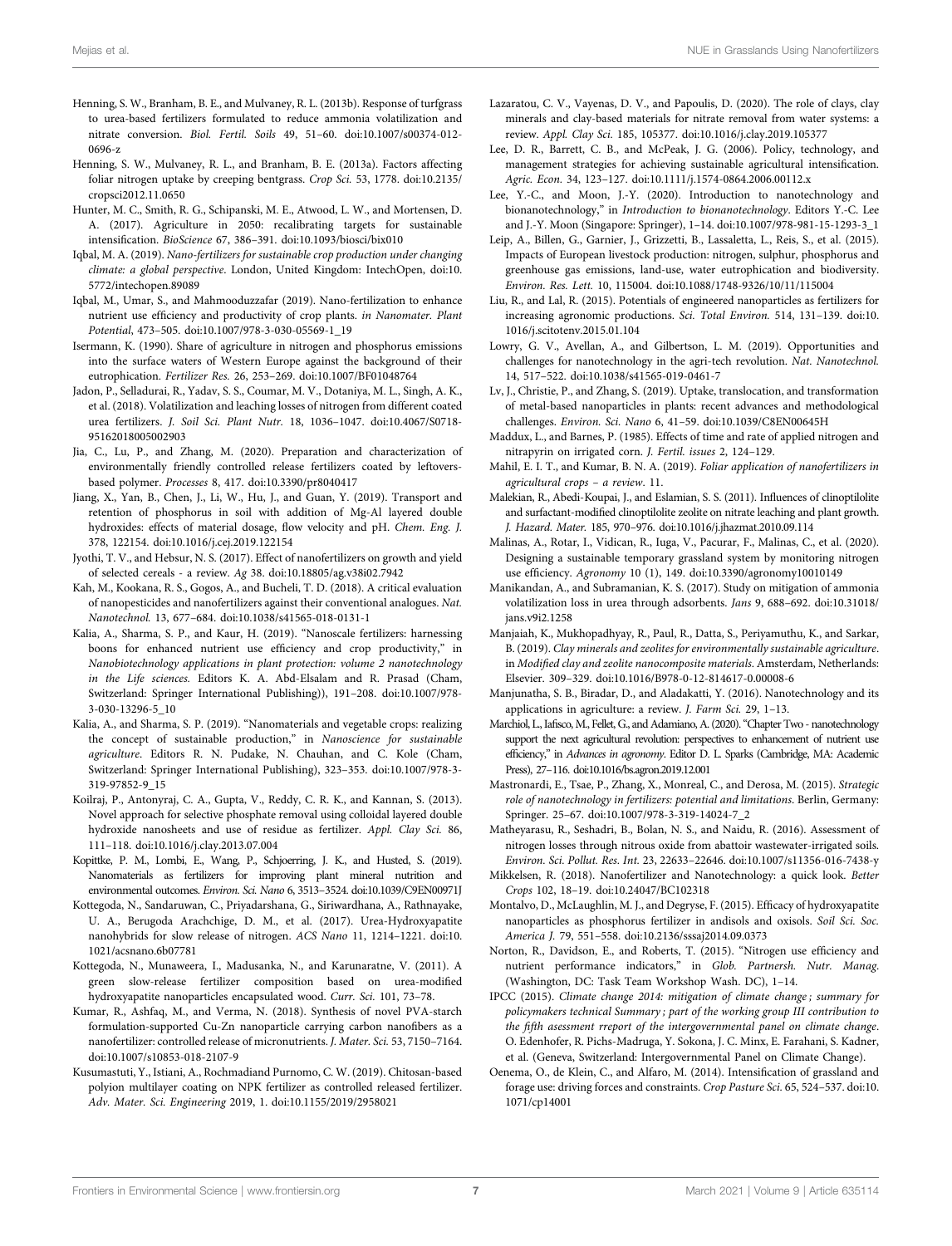Henning, S. W., Branham, B. E., and Mulvaney, R. L. (2013b). Response of turfgrass to urea-based fertilizers formulated to reduce ammonia volatilization and nitrate conversion. *Biol. Fertil. Soils* 49, 51–60. doi:10.1007/s00374-012-0696-z

Henning, S. W., Mulvaney, R. L., and Branham, B. E. (2013a). Factors affecting foliar nitrogen uptake by creeping bentgrass. *Crop Sci.* 53, 1778. doi:10.2135/cropsci2012.11.0650

Hunter, M. C., Smith, R. G., Schipanski, M. E., Atwood, L. W., and Mortensen, D. A. (2017). Agriculture in 2050: recalibrating targets for sustainable intensification. *BioScience* 67, 386–391. doi:10.1093/biosci/bix010

Iqbal, M. A. (2019). *Nano-fertilizers for sustainable crop production under changing climate: a global perspective*. London, United Kingdom: IntechOpen, doi:10.5772/intechopen.89089

Iqbal, M., Umar, S., and Mahmooduzzafar (2019). Nano-fertilization to enhance nutrient use efficiency and productivity of crop plants. *in Nanomater. Plant Potential*, 473–505. doi:10.1007/978-3-030-05569-1_19

Isermann, K. (1990). Share of agriculture in nitrogen and phosphorus emissions into the surface waters of Western Europe against the background of their eutrophication. *Fertilizer Res.* 26, 253–269. doi:10.1007/BF01048764

Jadon, P., Selladurai, R., Yadav, S. S., Coumar, M. V., Dotaniya, M. L., Singh, A. K., et al. (2018). Volatilization and leaching losses of nitrogen from different coated urea fertilizers. *J. Soil Sci. Plant Nutr.* 18, 1036–1047. doi:10.4067/S0718-95162018005002903

Jia, C., Lu, P., and Zhang, M. (2020). Preparation and characterization of environmentally friendly controlled release fertilizers coated by leftovers-based polymer. *Processes* 8, 417. doi:10.3390/pr8040417

Jiang, X., Yan, B., Chen, J., Li, W., Hu, J., and Guan, Y. (2019). Transport and retention of phosphorus in soil with addition of Mg-Al layered double hydroxides: effects of material dosage, flow velocity and pH. *Chem. Eng. J.* 378, 122154. doi:10.1016/j.cej.2019.122154

Jyothi, T. V., and Hebsur, N. S. (2017). Effect of nanofertilizers on growth and yield of selected cereals - a review. *Ag* 38. doi:10.18805/ag.v38i02.7942

Kah, M., Kookana, R. S., Gogos, A., and Bucheli, T. D. (2018). A critical evaluation of nanopesticides and nanofertilizers against their conventional analogues. *Nat. Nanotechnol.* 13, 677–684. doi:10.1038/s41565-018-0131-1

Kalia, A., Sharma, S. P., and Kaur, H. (2019). "Nanoscale fertilizers: harnessing boons for enhanced nutrient use efficiency and crop productivity," in *Nanobiotechnology applications in plant protection: volume 2 nanotechnology in the Life sciences.* Editors K. A. Abd-Elsalam and R. Prasad (Cham, Switzerland: Springer International Publishing)), 191–208. doi:10.1007/978-3-030-13296-5_10

Kalia, A., and Sharma, S. P. (2019). "Nanomaterials and vegetable crops: realizing the concept of sustainable production," in *Nanoscience for sustainable agriculture*. Editors R. N. Pudake, N. Chauhan, and C. Kole (Cham, Switzerland: Springer International Publishing), 323–353. doi:10.1007/978-3-319-97852-9_15

Koilraj, P., Antonyraj, C. A., Gupta, V., Reddy, C. R. K., and Kannan, S. (2013). Novel approach for selective phosphate removal using colloidal layered double hydroxide nanosheets and use of residue as fertilizer. *Appl. Clay Sci.* 86, 111–118. doi:10.1016/j.clay.2013.07.004

Kopittke, P. M., Lombi, E., Wang, P., Schjoerring, J. K., and Husted, S. (2019). Nanomaterials as fertilizers for improving plant mineral nutrition and environmental outcomes. *Environ. Sci. Nano* 6, 3513–3524. doi:10.1039/C9EN00971J

Kottegoda, N., Sandaruwan, C., Priyadarshana, G., Siriwardhana, A., Rathnayake, U. A., Berugoda Arachchige, D. M., et al. (2017). Urea-Hydroxyapatite nanohybrids for slow release of nitrogen. *ACS Nano* 11, 1214–1221. doi:10.1021/acsnano.6b07781

Kottegoda, N., Munaweera, I., Madusanka, N., and Karunaratne, V. (2011). A green slow-release fertilizer composition based on urea-modified hydroxyapatite nanoparticles encapsulated wood. *Curr. Sci.* 101, 73–78.

Kumar, R., Ashfaq, M., and Verma, N. (2018). Synthesis of novel PVA-starch formulation-supported Cu-Zn nanoparticle carrying carbon nanofibers as a nanofertilizer: controlled release of micronutrients. *J. Mater. Sci.* 53, 7150–7164. doi:10.1007/s10853-018-2107-9

Kusumastuti, Y., Istiani, A., Rochmadiand Purnomo, C. W. (2019). Chitosan-based polyion multilayer coating on NPK fertilizer as controlled released fertilizer. *Adv. Mater. Sci. Engineering* 2019, 1. doi:10.1155/2019/2958021

Lazaratou, C. V., Vayenas, D. V., and Papoulis, D. (2020). The role of clays, clay minerals and clay-based materials for nitrate removal from water systems: a review. *Appl. Clay Sci.* 185, 105377. doi:10.1016/j.clay.2019.105377

Lee, D. R., Barrett, C. B., and McPeak, J. G. (2006). Policy, technology, and management strategies for achieving sustainable agricultural intensification. *Agric. Econ.* 34, 123–127. doi:10.1111/j.1574-0864.2006.00112.x

Lee, Y.-C., and Moon, J.-Y. (2020). Introduction to nanotechnology and bionanotechnology," in *Introduction to bionanotechnology*. Editors Y.-C. Lee and J.-Y. Moon (Singapore: Springer), 1–14. doi:10.1007/978-981-15-1293-3_1

Leip, A., Billen, G., Garnier, J., Grizzetti, B., Lassaletta, L., Reis, S., et al. (2015). Impacts of European livestock production: nitrogen, sulphur, phosphorus and greenhouse gas emissions, land-use, water eutrophication and biodiversity. *Environ. Res. Lett.* 10, 115004. doi:10.1088/1748-9326/10/11/115004

Liu, R., and Lal, R. (2015). Potentials of engineered nanoparticles as fertilizers for increasing agronomic productions. *Sci. Total Environ.* 514, 131–139. doi:10.1016/j.scitotenv.2015.01.104

Lowry, G. V., Avellan, A., and Gilbertson, L. M. (2019). Opportunities and challenges for nanotechnology in the agri-tech revolution. *Nat. Nanotechnol.* 14, 517–522. doi:10.1038/s41565-019-0461-7

Lv, J., Christie, P., and Zhang, S. (2019). Uptake, translocation, and transformation of metal-based nanoparticles in plants: recent advances and methodological challenges. *Environ. Sci. Nano* 6, 41–59. doi:10.1039/C8EN00645H

Maddux, L., and Barnes, P. (1985). Effects of time and rate of applied nitrogen and nitrapyrin on irrigated corn. *J. Fertil. issues* 2, 124–129.

Mahil, E. I. T., and Kumar, B. N. A. (2019). *Foliar application of nanofertilizers in agricultural crops – a review*. 11.

Malekian, R., Abedi-Koupai, J., and Eslamian, S. S. (2011). Influences of clinoptilolite and surfactant-modified clinoptilolite zeolite on nitrate leaching and plant growth. *J. Hazard. Mater.* 185, 970–976. doi:10.1016/j.jhazmat.2010.09.114

Malinas, A., Rotar, I., Vidican, R., Iuga, V., Pacurar, F., Malinas, C., et al. (2020). Designing a sustainable temporary grassland system by monitoring nitrogen use efficiency. *Agronomy* 10 (1), 149. doi:10.3390/agronomy10010149

Manikandan, A., and Subramanian, K. S. (2017). Study on mitigation of ammonia volatilization loss in urea through adsorbents. *Jans* 9, 688–692. doi:10.31018/jans.v9i2.1258

Manjaiah, K., Mukhopadhyay, R., Paul, R., Datta, S., Periyamuthu, K., and Sarkar, B. (2019). *Clay minerals and zeolites for environmentally sustainable agriculture*. in *Modified clay and zeolite nanocomposite materials*. Amsterdam, Netherlands: Elsevier. 309–329. doi:10.1016/B978-0-12-814617-0.00008-6

Manjunatha, S. B., Biradar, D., and Aladakatti, Y. (2016). Nanotechnology and its applications in agriculture: a review. *J. Farm Sci.* 29, 1–13.

Marchiol, L., Iafisco, M., Fellet, G., and Adamiano, A. (2020). "Chapter Two - nanotechnology support the next agricultural revolution: perspectives to enhancement of nutrient use efficiency," in *Advances in agronomy*. Editor D. L. Sparks (Cambridge, MA: Academic Press), 27–116. doi:10.1016/bs.agron.2019.12.001

Mastronardi, E., Tsae, P., Zhang, X., Monreal, C., and Derosa, M. (2015). *Strategic role of nanotechnology in fertilizers: potential and limitations*. Berlin, Germany: Springer. 25–67. doi:10.1007/978-3-319-14024-7_2

Matheyarasu, R., Seshadri, B., Bolan, N. S., and Naidu, R. (2016). Assessment of nitrogen losses through nitrous oxide from abattoir wastewater-irrigated soils. *Environ. Sci. Pollut. Res. Int.* 23, 22633–22646. doi:10.1007/s11356-016-7438-y

Mikkelsen, R. (2018). Nanofertilizer and Nanotechnology: a quick look. *Better Crops* 102, 18–19. doi:10.24047/BC102318

Montalvo, D., McLaughlin, M. J., and Degryse, F. (2015). Efficacy of hydroxyapatite nanoparticles as phosphorus fertilizer in andisols and oxisols. *Soil Sci. Soc. America J.* 79, 551–558. doi:10.2136/sssaj2014.09.0373

Norton, R., Davidson, E., and Roberts, T. (2015). "Nitrogen use efficiency and nutrient performance indicators," in *Glob. Partnersh. Nutr. Manag.* (Washington, DC: Task Team Workshop Wash. DC), 1–14.

IPCC (2015). *Climate change 2014: mitigation of climate change ; summary for policymakers technical Summary ; part of the working group III contribution to the fifth assessment rreport of the intergovernmental panel on climate change*. O. Edenhofer, R. Pichs-Madruga, Y. Sokona, J. C. Minx, E. Farahani, S. Kadner, et al. (Geneva, Switzerland: Intergovernmental Panel on Climate Change).

Oenema, O., de Klein, C., and Alfaro, M. (2014). Intensification of grassland and forage use: driving forces and constraints. *Crop Pasture Sci.* 65, 524–537. doi:10.1071/cp14001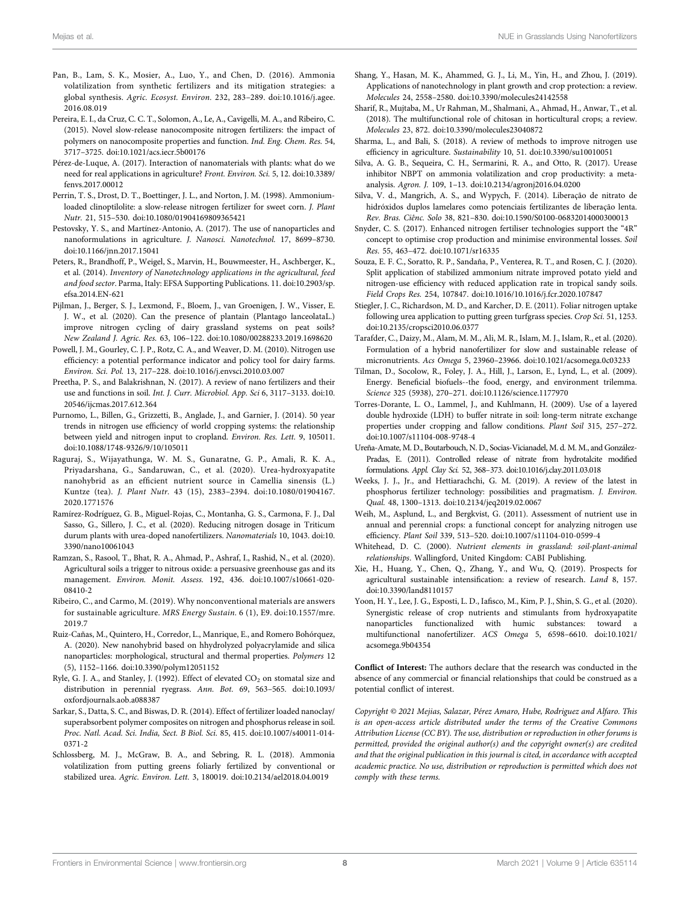Pan, B., Lam, S. K., Mosier, A., Luo, Y., and Chen, D. (2016). Ammonia volatilization from synthetic fertilizers and its mitigation strategies: a global synthesis. *Agric. Ecosyst. Environ.* 232, 283–289. doi:10.1016/j.agee.2016.08.019

Pereira, E. I., da Cruz, C. C. T., Solomon, A., Le, A., Cavigelli, M. A., and Ribeiro, C. (2015). Novel slow-release nanocomposite nitrogen fertilizers: the impact of polymers on nanocomposite properties and function. *Ind. Eng. Chem. Res.* 54, 3717–3725. doi:10.1021/acs.iecr.5b00176

Pérez-de-Luque, A. (2017). Interaction of nanomaterials with plants: what do we need for real applications in agriculture? *Front. Environ. Sci.* 5, 12. doi:10.3389/fenvs.2017.00012

Perrin, T. S., Drost, D. T., Boettinger, J. L., and Norton, J. M. (1998). Ammonium-loaded clinoptilolite: a slow-release nitrogen fertilizer for sweet corn. *J. Plant Nutr.* 21, 515–530. doi:10.1080/01904169809365421

Pestovsky, Y. S., and Martínez-Antonio, A. (2017). The use of nanoparticles and nanoformulations in agriculture. *J. Nanosci. Nanotechnol.* 17, 8699–8730. doi:10.1166/jnn.2017.15041

Peters, R., Brandhoff, P., Weigel, S., Marvin, H., Bouwmeester, H., Aschberger, K., et al. (2014). *Inventory of Nanotechnology applications in the agricultural, feed and food sector*. Parma, Italy: EFSA Supporting Publications. 11. doi:10.2903/sp.efsa.2014.EN-621

Pijlman, J., Berger, S. J., Lexmond, F., Bloem, J., van Groenigen, J. W., Visser, E. J. W., et al. (2020). Can the presence of plantain (Plantago lanceolataL.) improve nitrogen cycling of dairy grassland systems on peat soils? *New Zealand J. Agric. Res.* 63, 106–122. doi:10.1080/00288233.2019.1698620

Powell, J. M., Gourley, C. J. P., Rotz, C. A., and Weaver, D. M. (2010). Nitrogen use efficiency: a potential performance indicator and policy tool for dairy farms. *Environ. Sci. Pol.* 13, 217–228. doi:10.1016/j.envsci.2010.03.007

Preetha, P. S., and Balakrishnan, N. (2017). A review of nano fertilizers and their use and functions in soil. *Int. J. Curr. Microbiol. App. Sci* 6, 3117–3133. doi:10.20546/ijcmas.2017.612.364

Purnomo, L., Billen, G., Grizzetti, B., Anglade, J., and Garnier, J. (2014). 50 year trends in nitrogen use efficiency of world cropping systems: the relationship between yield and nitrogen input to cropland. *Environ. Res. Lett.* 9, 105011. doi:10.1088/1748-9326/9/10/105011

Raguraj, S., Wijayathunga, W. M. S., Gunaratne, G. P., Amali, R. K. A., Priyadarshana, G., Sandaruwan, C., et al. (2020). Urea-hydroxyapatite nanohybrid as an efficient nutrient source in Camellia sinensis (L.) Kuntze (tea). *J. Plant Nutr.* 43 (15), 2383–2394. doi:10.1080/01904167.2020.1771576

Ramírez-Rodríguez, G. B., Miguel-Rojas, C., Montanha, G. S., Carmona, F. J., Dal Sasso, G., Sillero, J. C., et al. (2020). Reducing nitrogen dosage in Triticum durum plants with urea-doped nanofertilizers. *Nanomaterials* 10, 1043. doi:10.3390/nano10061043

Ramzan, S., Rasool, T., Bhat, R. A., Ahmad, P., Ashraf, I., Rashid, N., et al. (2020). Agricultural soils a trigger to nitrous oxide: a persuasive greenhouse gas and its management. *Environ. Monit. Assess.* 192, 436. doi:10.1007/s10661-020-08410-2

Ribeiro, C., and Carmo, M. (2019). Why nonconventional materials are answers for sustainable agriculture. *MRS Energy Sustain.* 6 (1), E9. doi:10.1557/mre.2019.7

Ruiz-Cañas, M., Quintero, H., Corredor, L., Manrique, E., and Romero Bohórquez, A. (2020). New nanohybrid based on hhydrolyzed polyacrylamide and silica nanoparticles: morphological, structural and thermal properties. *Polymers* 12 (5), 1152–1166. doi:10.3390/polym12051152

Ryle, G. J. A., and Stanley, J. (1992). Effect of elevated $CO_2$ on stomatal size and distribution in perennial ryegrass. *Ann. Bot.* 69, 563–565. doi:10.1093/oxfordjournals.aob.a088387

Sarkar, S., Datta, S. C., and Biswas, D. R. (2014). Effect of fertilizer loaded nanoclay/superabsorbent polymer composites on nitrogen and phosphorus release in soil. *Proc. Natl. Acad. Sci. India, Sect. B Biol. Sci.* 85, 415. doi:10.1007/s40011-014-0371-2

Schlossberg, M. J., McGraw, B. A., and Sebring, R. L. (2018). Ammonia volatilization from putting greens foliarly fertilized by conventional or stabilized urea. *Agric. Environ. Lett.* 3, 180019. doi:10.2134/ael2018.04.0019

Shang, Y., Hasan, M. K., Ahammed, G. J., Li, M., Yin, H., and Zhou, J. (2019). Applications of nanotechnology in plant growth and crop protection: a review. *Molecules* 24, 2558–2580. doi:10.3390/molecules24142558

Sharif, R., Mujtaba, M., Ur Rahman, M., Shalmani, A., Ahmad, H., Anwar, T., et al. (2018). The multifunctional role of chitosan in horticultural crops; a review. *Molecules* 23, 872. doi:10.3390/molecules23040872

Sharma, L., and Bali, S. (2018). A review of methods to improve nitrogen use efficiency in agriculture. *Sustainability* 10, 51. doi:10.3390/su10010051

Silva, A. G. B., Sequeira, C. H., Sermarini, R. A., and Otto, R. (2017). Urease inhibitor NBPT on ammonia volatilization and crop productivity: a meta-analysis. *Agron. J.* 109, 1–13. doi:10.2134/agronj2016.04.0200

Silva, V. d., Mangrich, A. S., and Wypych, F. (2014). Liberação de nitrato de hidróxidos duplos lamelares como potenciais fertilizantes de liberação lenta. *Rev. Bras. Ciênc. Solo* 38, 821–830. doi:10.1590/S0100-06832014000300013

Snyder, C. S. (2017). Enhanced nitrogen fertiliser technologies support the "4R" concept to optimise crop production and minimise environmental losses. *Soil Res.* 55, 463–472. doi:10.1071/sr16335

Souza, E. F. C., Soratto, R. P., Sandaña, P., Venterea, R. T., and Rosen, C. J. (2020). Split application of stabilized ammonium nitrate improved potato yield and nitrogen-use efficiency with reduced application rate in tropical sandy soils. *Field Crops Res.* 254, 107847. doi:10.1016/10.1016/j.fcr.2020.107847

Stiegler, J. C., Richardson, M. D., and Karcher, D. E. (2011). Foliar nitrogen uptake following urea application to putting green turfgrass species. *Crop Sci.* 51, 1253. doi:10.2135/cropsci2010.06.0377

Tarafder, C., Daizy, M., Alam, M. M., Ali, M. R., Islam, M. J., Islam, R., et al. (2020). Formulation of a hybrid nanofertilizer for slow and sustainable release of micronutrients. *Acs Omega* 5, 23960–23966. doi:10.1021/acsomega.0c03233

Tilman, D., Socolow, R., Foley, J. A., Hill, J., Larson, E., Lynd, L., et al. (2009). Energy. Beneficial biofuels--the food, energy, and environment trilemma. *Science* 325 (5938), 270–271. doi:10.1126/science.1177970

Torres-Dorante, L. O., Lammel, J., and Kuhlmann, H. (2009). Use of a layered double hydroxide (LDH) to buffer nitrate in soil: long-term nitrate exchange properties under cropping and fallow conditions. *Plant Soil* 315, 257–272. doi:10.1007/s11104-008-9748-4

Ureña-Amate, M. D., Boutarbouch, N. D., Socias-Vicianadel, M. d. M. M., and González-Pradas, E. (2011). Controlled release of nitrate from hydrotalcite modified formulations. *Appl. Clay Sci.* 52, 368–373. doi:10.1016/j.clay.2011.03.018

Weeks, J. J., Jr., and Hettiarachchi, G. M. (2019). A review of the latest in phosphorus fertilizer technology: possibilities and pragmatism. *J. Environ. Qual.* 48, 1300–1313. doi:10.2134/jeq2019.02.0067

Weih, M., Asplund, L., and Bergkvist, G. (2011). Assessment of nutrient use in annual and perennial crops: a functional concept for analyzing nitrogen use efficiency. *Plant Soil* 339, 513–520. doi:10.1007/s11104-010-0599-4

Whitehead, D. C. (2000). *Nutrient elements in grassland: soil-plant-animal relationships*. Wallingford, United Kingdom: CABI Publishing.

Xie, H., Huang, Y., Chen, Q., Zhang, Y., and Wu, Q. (2019). Prospects for agricultural sustainable intensification: a review of research. *Land* 8, 157. doi:10.3390/land8110157

Yoon, H. Y., Lee, J. G., Esposti, L. D., Iafisco, M., Kim, P. J., Shin, S. G., et al. (2020). Synergistic release of crop nutrients and stimulants from hydroxyapatite nanoparticles functionalized with humic substances: toward a multifunctional nanofertilizer. *ACS Omega* 5, 6598–6610. doi:10.1021/acsomega.9b04354

**Conflict of Interest:** The authors declare that the research was conducted in the absence of any commercial or financial relationships that could be construed as a potential conflict of interest.

*Copyright © 2021 Mejias, Salazar, Pérez Amaro, Hube, Rodriguez and Alfaro. This is an open-access article distributed under the terms of the Creative Commons Attribution License (CC BY). The use, distribution or reproduction in other forums is permitted, provided the original author(s) and the copyright owner(s) are credited and that the original publication in this journal is cited, in accordance with accepted academic practice. No use, distribution or reproduction is permitted which does not comply with these terms.*